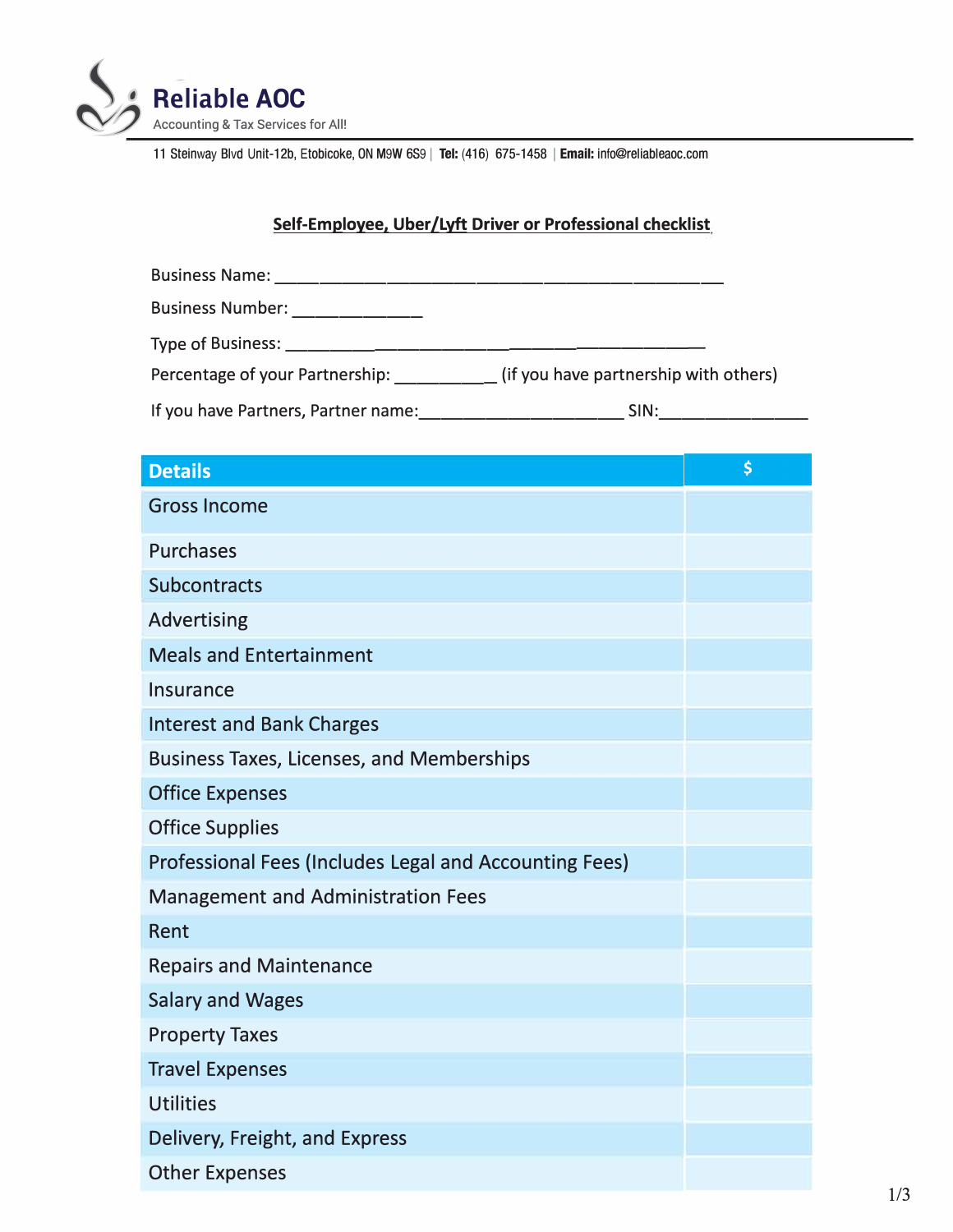**Reliable AOC**
Accounting & Tax Services for All!

11 Steinway Blvd Unit-12b, Etobicoke, ON M9W 6S9 | **Tel:** (416) 675-1458 | **Email:** info@reliableaoc.com

## Self-Employee, Uber/Lyft Driver or Professional checklist

Business Name: ______________________________________________

Business Number: ______________

Type of Business: ___________________________________________

Percentage of your Partnership: ___________ (if you have partnership with others)

If you have Partners, Partner name:______________________ SIN:________________

| Details | $ |
|---|---|
| Gross Income | |
| Purchases | |
| Subcontracts | |
| Advertising | |
| Meals and Entertainment | |
| Insurance | |
| Interest and Bank Charges | |
| Business Taxes, Licenses, and Memberships | |
| Office Expenses | |
| Office Supplies | |
| Professional Fees (Includes Legal and Accounting Fees) | |
| Management and Administration Fees | |
| Rent | |
| Repairs and Maintenance | |
| Salary and Wages | |
| Property Taxes | |
| Travel Expenses | |
| Utilities | |
| Delivery, Freight, and Express | |
| Other Expenses | |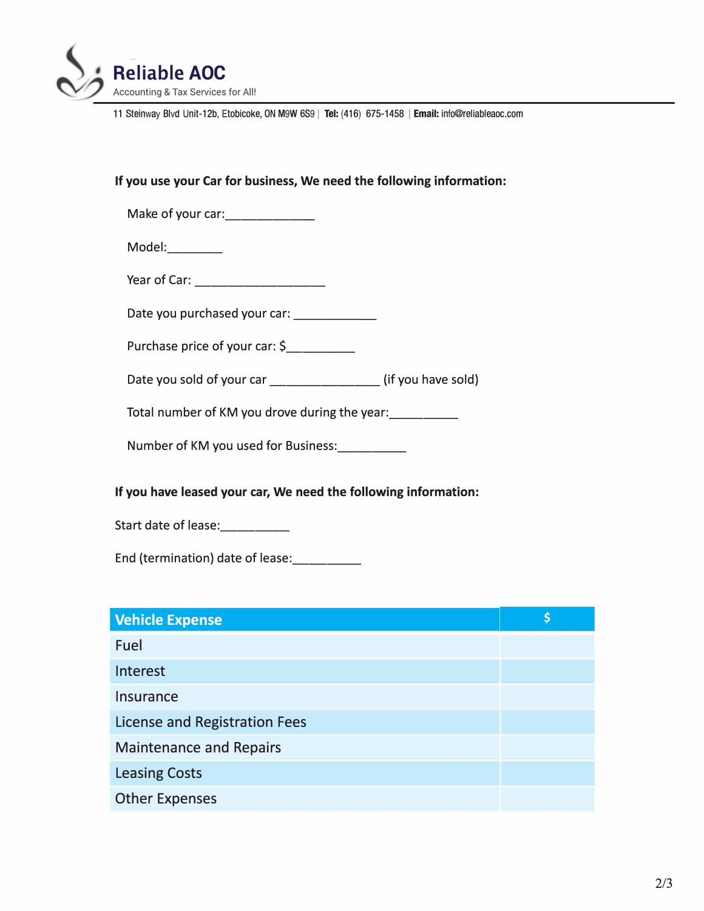**Reliable AOC**
Accounting & Tax Services for All!

11 Steinway Blvd Unit-12b, Etobicoke, ON M9W 6S9 | **Tel:** (416) 675-1458 | **Email:** info@reliableaoc.com

**If you use your Car for business, We need the following information:**

Make of your car:_____________

Model:________

Year of Car: ___________________

Date you purchased your car: ____________

Purchase price of your car: $__________

Date you sold of your car ________________ (if you have sold)

Total number of KM you drove during the year:__________

Number of KM you used for Business:__________

**If you have leased your car, We need the following information:**

Start date of lease:__________

End (termination) date of lease:__________

| Vehicle Expense | $ |
|---|---|
| Fuel | |
| Interest | |
| Insurance | |
| License and Registration Fees | |
| Maintenance and Repairs | |
| Leasing Costs | |
| Other Expenses | |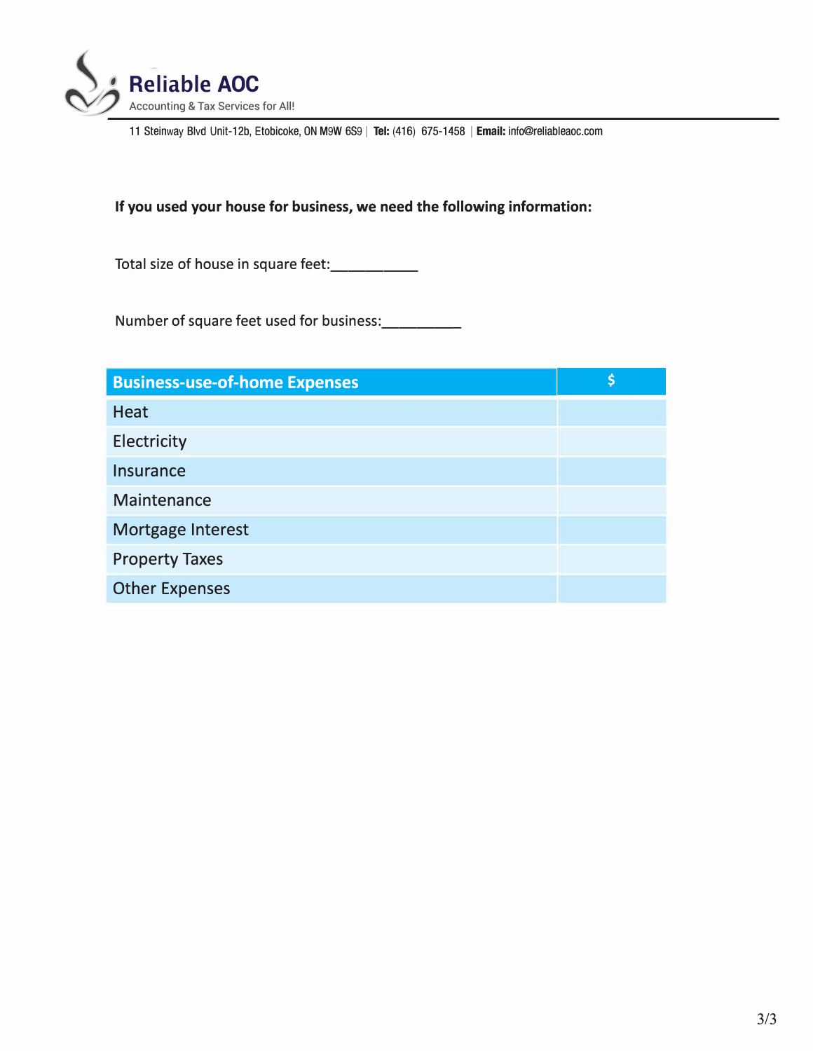**Reliable AOC**

Accounting & Tax Services for All!

11 Steinway Blvd Unit-12b, Etobicoke, ON M9W 6S9 | **Tel:** (416) 675-1458 | **Email:** info@reliableaoc.com

**If you used your house for business, we need the following information:**

Total size of house in square feet:___________

Number of square feet used for business:__________

| Business-use-of-home Expenses | $ |
|---|---|
| Heat | |
| Electricity | |
| Insurance | |
| Maintenance | |
| Mortgage Interest | |
| Property Taxes | |
| Other Expenses | |